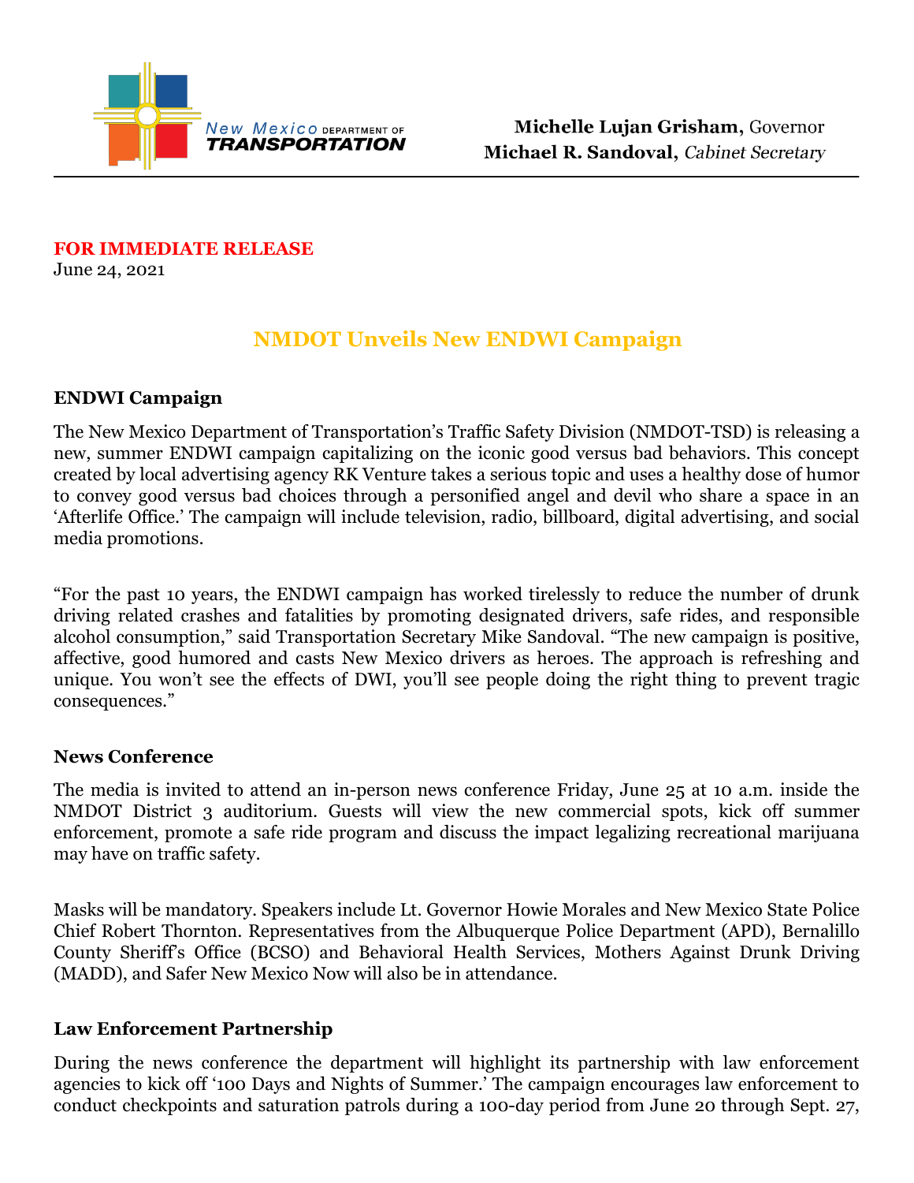New Mexico DEPARTMENT OF TRANSPORTATION

**Michelle Lujan Grisham,** Governor
**Michael R. Sandoval,** *Cabinet Secretary*

**FOR IMMEDIATE RELEASE**
June 24, 2021

# NMDOT Unveils New ENDWI Campaign

### ENDWI Campaign

The New Mexico Department of Transportation's Traffic Safety Division (NMDOT-TSD) is releasing a new, summer ENDWI campaign capitalizing on the iconic good versus bad behaviors. This concept created by local advertising agency RK Venture takes a serious topic and uses a healthy dose of humor to convey good versus bad choices through a personified angel and devil who share a space in an 'Afterlife Office.' The campaign will include television, radio, billboard, digital advertising, and social media promotions.

"For the past 10 years, the ENDWI campaign has worked tirelessly to reduce the number of drunk driving related crashes and fatalities by promoting designated drivers, safe rides, and responsible alcohol consumption," said Transportation Secretary Mike Sandoval. "The new campaign is positive, affective, good humored and casts New Mexico drivers as heroes. The approach is refreshing and unique. You won't see the effects of DWI, you'll see people doing the right thing to prevent tragic consequences."

### News Conference

The media is invited to attend an in-person news conference Friday, June 25 at 10 a.m. inside the NMDOT District 3 auditorium. Guests will view the new commercial spots, kick off summer enforcement, promote a safe ride program and discuss the impact legalizing recreational marijuana may have on traffic safety.

Masks will be mandatory. Speakers include Lt. Governor Howie Morales and New Mexico State Police Chief Robert Thornton. Representatives from the Albuquerque Police Department (APD), Bernalillo County Sheriff's Office (BCSO) and Behavioral Health Services, Mothers Against Drunk Driving (MADD), and Safer New Mexico Now will also be in attendance.

### Law Enforcement Partnership

During the news conference the department will highlight its partnership with law enforcement agencies to kick off '100 Days and Nights of Summer.' The campaign encourages law enforcement to conduct checkpoints and saturation patrols during a 100-day period from June 20 through Sept. 27,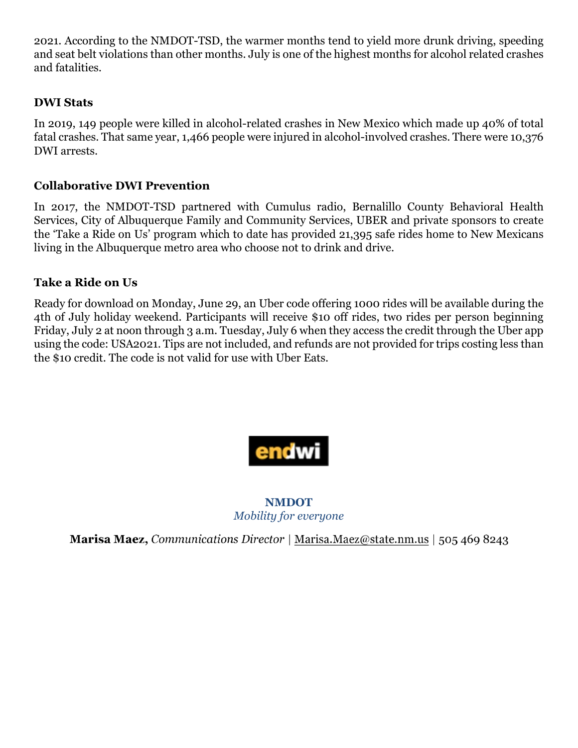2021. According to the NMDOT-TSD, the warmer months tend to yield more drunk driving, speeding and seat belt violations than other months. July is one of the highest months for alcohol related crashes and fatalities.

### DWI Stats

In 2019, 149 people were killed in alcohol-related crashes in New Mexico which made up 40% of total fatal crashes. That same year, 1,466 people were injured in alcohol-involved crashes. There were 10,376 DWI arrests.

### Collaborative DWI Prevention

In 2017, the NMDOT-TSD partnered with Cumulus radio, Bernalillo County Behavioral Health Services, City of Albuquerque Family and Community Services, UBER and private sponsors to create the 'Take a Ride on Us' program which to date has provided 21,395 safe rides home to New Mexicans living in the Albuquerque metro area who choose not to drink and drive.

### Take a Ride on Us

Ready for download on Monday, June 29, an Uber code offering 1000 rides will be available during the 4th of July holiday weekend. Participants will receive $10 off rides, two rides per person beginning Friday, July 2 at noon through 3 a.m. Tuesday, July 6 when they access the credit through the Uber app using the code: USA2021. Tips are not included, and refunds are not provided for trips costing less than the $10 credit. The code is not valid for use with Uber Eats.

endwi

**NMDOT**
*Mobility for everyone*

**Marisa Maez,** *Communications Director* | Marisa.Maez@state.nm.us | 505 469 8243